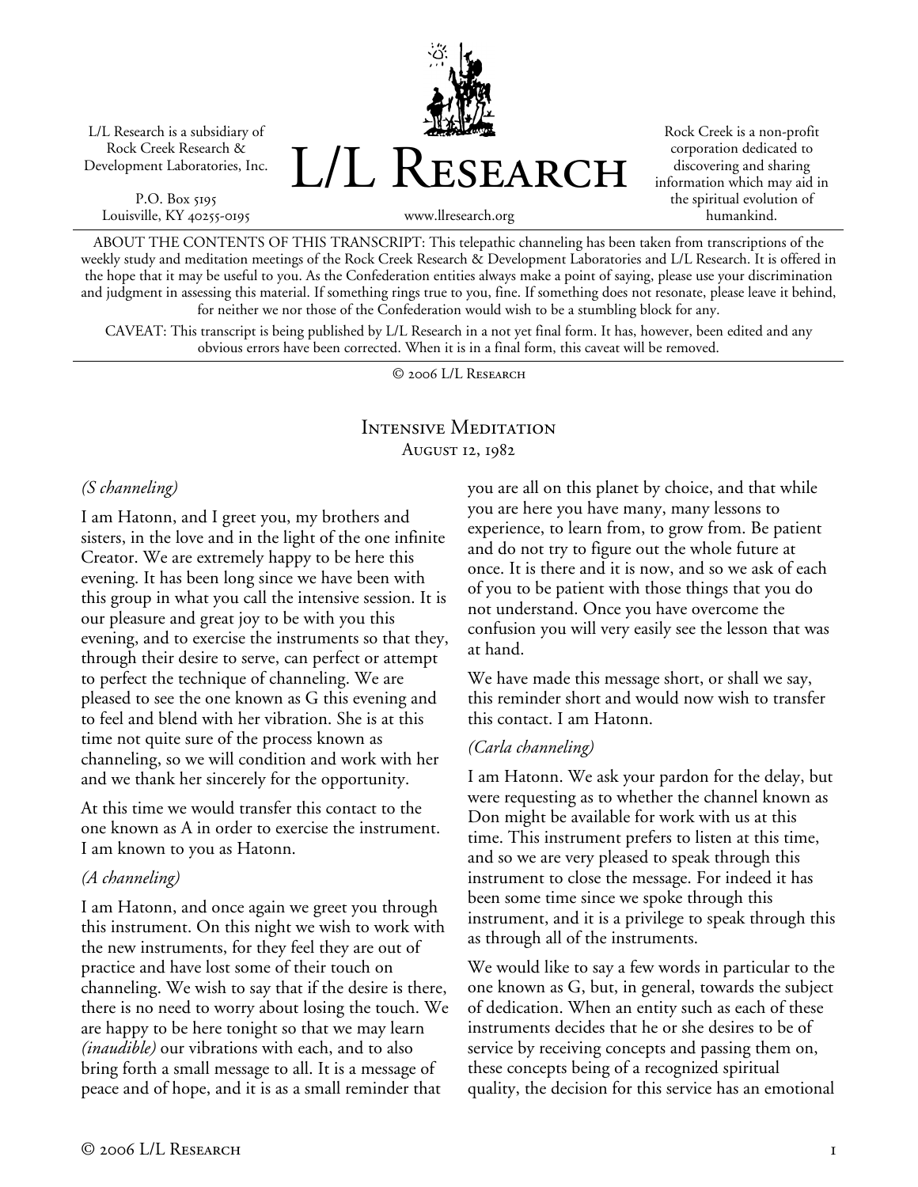L/L Research is a subsidiary of Rock Creek Research & Development Laboratories, Inc.

P.O. Box 5195
Louisville, KY 40255-0195

# L/L Research

www.llresearch.org

Rock Creek is a non-profit corporation dedicated to discovering and sharing information which may aid in the spiritual evolution of humankind.

ABOUT THE CONTENTS OF THIS TRANSCRIPT: This telepathic channeling has been taken from transcriptions of the weekly study and meditation meetings of the Rock Creek Research & Development Laboratories and L/L Research. It is offered in the hope that it may be useful to you. As the Confederation entities always make a point of saying, please use your discrimination and judgment in assessing this material. If something rings true to you, fine. If something does not resonate, please leave it behind, for neither we nor those of the Confederation would wish to be a stumbling block for any.

CAVEAT: This transcript is being published by L/L Research in a not yet final form. It has, however, been edited and any obvious errors have been corrected. When it is in a final form, this caveat will be removed.

© 2006 L/L Research

## Intensive Meditation
### August 12, 1982

*(S channeling)*

I am Hatonn, and I greet you, my brothers and sisters, in the love and in the light of the one infinite Creator. We are extremely happy to be here this evening. It has been long since we have been with this group in what you call the intensive session. It is our pleasure and great joy to be with you this evening, and to exercise the instruments so that they, through their desire to serve, can perfect or attempt to perfect the technique of channeling. We are pleased to see the one known as G this evening and to feel and blend with her vibration. She is at this time not quite sure of the process known as channeling, so we will condition and work with her and we thank her sincerely for the opportunity.

At this time we would transfer this contact to the one known as A in order to exercise the instrument. I am known to you as Hatonn.

*(A channeling)*

I am Hatonn, and once again we greet you through this instrument. On this night we wish to work with the new instruments, for they feel they are out of practice and have lost some of their touch on channeling. We wish to say that if the desire is there, there is no need to worry about losing the touch. We are happy to be here tonight so that we may learn *(inaudible)* our vibrations with each, and to also bring forth a small message to all. It is a message of peace and of hope, and it is as a small reminder that you are all on this planet by choice, and that while you are here you have many, many lessons to experience, to learn from, to grow from. Be patient and do not try to figure out the whole future at once. It is there and it is now, and so we ask of each of you to be patient with those things that you do not understand. Once you have overcome the confusion you will very easily see the lesson that was at hand.

We have made this message short, or shall we say, this reminder short and would now wish to transfer this contact. I am Hatonn.

*(Carla channeling)*

I am Hatonn. We ask your pardon for the delay, but were requesting as to whether the channel known as Don might be available for work with us at this time. This instrument prefers to listen at this time, and so we are very pleased to speak through this instrument to close the message. For indeed it has been some time since we spoke through this instrument, and it is a privilege to speak through this as through all of the instruments.

We would like to say a few words in particular to the one known as G, but, in general, towards the subject of dedication. When an entity such as each of these instruments decides that he or she desires to be of service by receiving concepts and passing them on, these concepts being of a recognized spiritual quality, the decision for this service has an emotional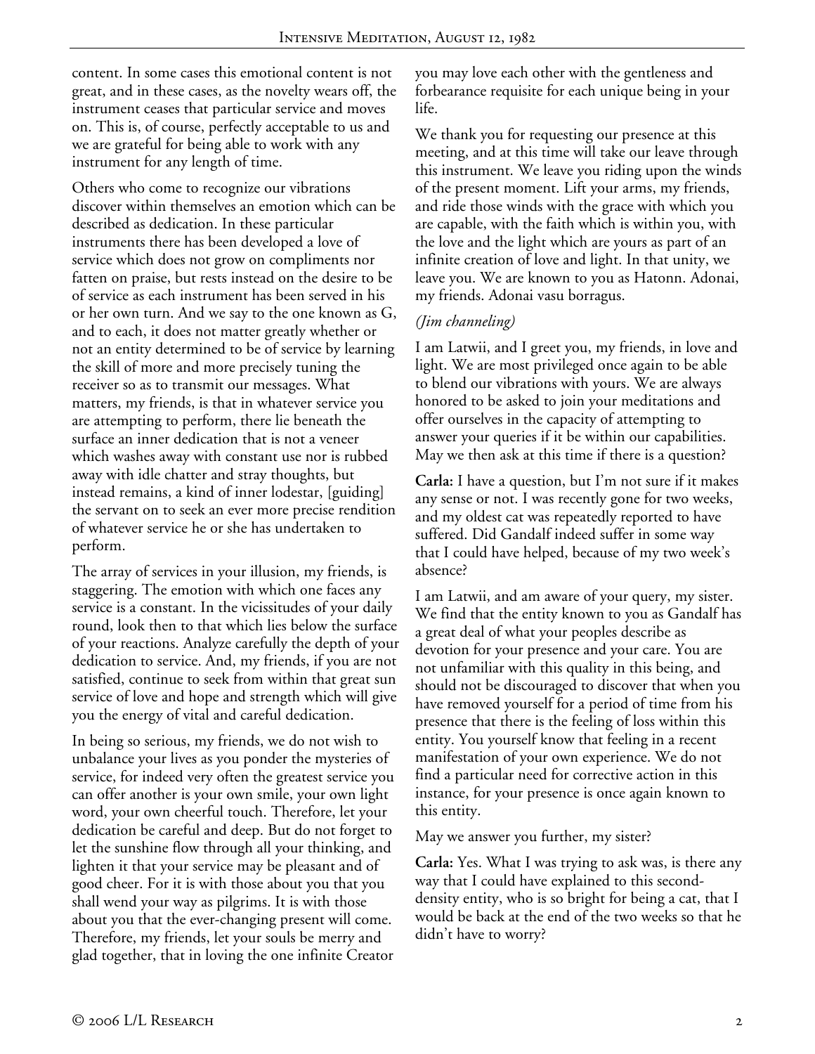content. In some cases this emotional content is not great, and in these cases, as the novelty wears off, the instrument ceases that particular service and moves on. This is, of course, perfectly acceptable to us and we are grateful for being able to work with any instrument for any length of time.

Others who come to recognize our vibrations discover within themselves an emotion which can be described as dedication. In these particular instruments there has been developed a love of service which does not grow on compliments nor fatten on praise, but rests instead on the desire to be of service as each instrument has been served in his or her own turn. And we say to the one known as G, and to each, it does not matter greatly whether or not an entity determined to be of service by learning the skill of more and more precisely tuning the receiver so as to transmit our messages. What matters, my friends, is that in whatever service you are attempting to perform, there lie beneath the surface an inner dedication that is not a veneer which washes away with constant use nor is rubbed away with idle chatter and stray thoughts, but instead remains, a kind of inner lodestar, [guiding] the servant on to seek an ever more precise rendition of whatever service he or she has undertaken to perform.

The array of services in your illusion, my friends, is staggering. The emotion with which one faces any service is a constant. In the vicissitudes of your daily round, look then to that which lies below the surface of your reactions. Analyze carefully the depth of your dedication to service. And, my friends, if you are not satisfied, continue to seek from within that great sun service of love and hope and strength which will give you the energy of vital and careful dedication.

In being so serious, my friends, we do not wish to unbalance your lives as you ponder the mysteries of service, for indeed very often the greatest service you can offer another is your own smile, your own light word, your own cheerful touch. Therefore, let your dedication be careful and deep. But do not forget to let the sunshine flow through all your thinking, and lighten it that your service may be pleasant and of good cheer. For it is with those about you that you shall wend your way as pilgrims. It is with those about you that the ever-changing present will come. Therefore, my friends, let your souls be merry and glad together, that in loving the one infinite Creator you may love each other with the gentleness and forbearance requisite for each unique being in your life.

We thank you for requesting our presence at this meeting, and at this time will take our leave through this instrument. We leave you riding upon the winds of the present moment. Lift your arms, my friends, and ride those winds with the grace with which you are capable, with the faith which is within you, with the love and the light which are yours as part of an infinite creation of love and light. In that unity, we leave you. We are known to you as Hatonn. Adonai, my friends. Adonai vasu borragus.

*(Jim channeling)*

I am Latwii, and I greet you, my friends, in love and light. We are most privileged once again to be able to blend our vibrations with yours. We are always honored to be asked to join your meditations and offer ourselves in the capacity of attempting to answer your queries if it be within our capabilities. May we then ask at this time if there is a question?

**Carla:** I have a question, but I'm not sure if it makes any sense or not. I was recently gone for two weeks, and my oldest cat was repeatedly reported to have suffered. Did Gandalf indeed suffer in some way that I could have helped, because of my two week's absence?

I am Latwii, and am aware of your query, my sister. We find that the entity known to you as Gandalf has a great deal of what your peoples describe as devotion for your presence and your care. You are not unfamiliar with this quality in this being, and should not be discouraged to discover that when you have removed yourself for a period of time from his presence that there is the feeling of loss within this entity. You yourself know that feeling in a recent manifestation of your own experience. We do not find a particular need for corrective action in this instance, for your presence is once again known to this entity.

May we answer you further, my sister?

**Carla:** Yes. What I was trying to ask was, is there any way that I could have explained to this second-density entity, who is so bright for being a cat, that I would be back at the end of the two weeks so that he didn't have to worry?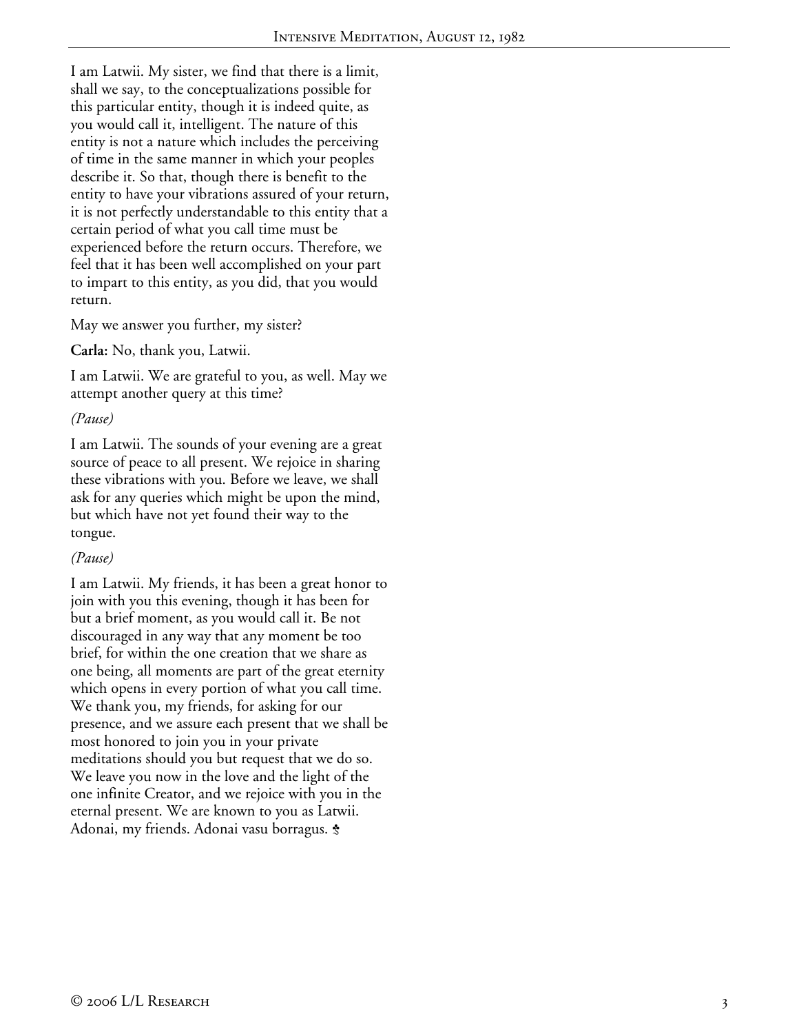I am Latwii. My sister, we find that there is a limit, shall we say, to the conceptualizations possible for this particular entity, though it is indeed quite, as you would call it, intelligent. The nature of this entity is not a nature which includes the perceiving of time in the same manner in which your peoples describe it. So that, though there is benefit to the entity to have your vibrations assured of your return, it is not perfectly understandable to this entity that a certain period of what you call time must be experienced before the return occurs. Therefore, we feel that it has been well accomplished on your part to impart to this entity, as you did, that you would return.

May we answer you further, my sister?

**Carla:** No, thank you, Latwii.

I am Latwii. We are grateful to you, as well. May we attempt another query at this time?

*(Pause)*

I am Latwii. The sounds of your evening are a great source of peace to all present. We rejoice in sharing these vibrations with you. Before we leave, we shall ask for any queries which might be upon the mind, but which have not yet found their way to the tongue.

*(Pause)*

I am Latwii. My friends, it has been a great honor to join with you this evening, though it has been for but a brief moment, as you would call it. Be not discouraged in any way that any moment be too brief, for within the one creation that we share as one being, all moments are part of the great eternity which opens in every portion of what you call time. We thank you, my friends, for asking for our presence, and we assure each present that we shall be most honored to join you in your private meditations should you but request that we do so. We leave you now in the love and the light of the one infinite Creator, and we rejoice with you in the eternal present. We are known to you as Latwii. Adonai, my friends. Adonai vasu borragus.